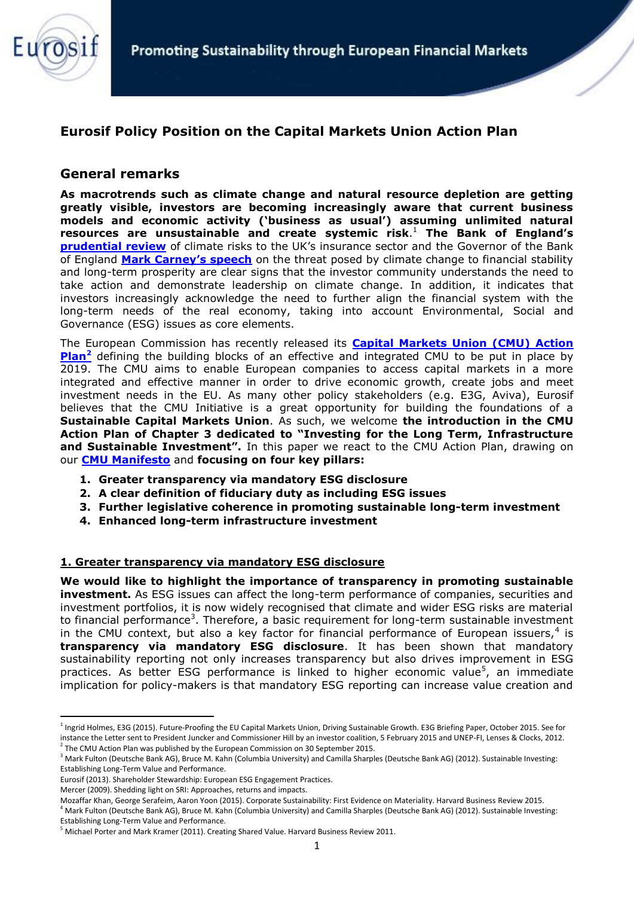Eurosif

Promoting Sustainability through European Financial Markets

# Eurosif Policy Position on the Capital Markets Union Action Plan

## General remarks

**As macrotrends such as climate change and natural resource depletion are getting greatly visible, investors are becoming increasingly aware that current business models and economic activity ('business as usual') assuming unlimited natural resources are unsustainable and create systemic risk**.[1] **The Bank of England's prudential review** of climate risks to the UK's insurance sector and the Governor of the Bank of England **Mark Carney's speech** on the threat posed by climate change to financial stability and long-term prosperity are clear signs that the investor community understands the need to take action and demonstrate leadership on climate change. In addition, it indicates that investors increasingly acknowledge the need to further align the financial system with the long-term needs of the real economy, taking into account Environmental, Social and Governance (ESG) issues as core elements.

The European Commission has recently released its **Capital Markets Union (CMU) Action Plan[2]** defining the building blocks of an effective and integrated CMU to be put in place by 2019. The CMU aims to enable European companies to access capital markets in a more integrated and effective manner in order to drive economic growth, create jobs and meet investment needs in the EU. As many other policy stakeholders (e.g. E3G, Aviva), Eurosif believes that the CMU Initiative is a great opportunity for building the foundations of a **Sustainable Capital Markets Union**. As such, we welcome **the introduction in the CMU Action Plan of Chapter 3 dedicated to "Investing for the Long Term, Infrastructure and Sustainable Investment".** In this paper we react to the CMU Action Plan, drawing on our **CMU Manifesto** and **focusing on four key pillars:**

1. **Greater transparency via mandatory ESG disclosure**
2. **A clear definition of fiduciary duty as including ESG issues**
3. **Further legislative coherence in promoting sustainable long-term investment**
4. **Enhanced long-term infrastructure investment**

### 1. Greater transparency via mandatory ESG disclosure

**We would like to highlight the importance of transparency in promoting sustainable investment.** As ESG issues can affect the long-term performance of companies, securities and investment portfolios, it is now widely recognised that climate and wider ESG risks are material to financial performance[3]. Therefore, a basic requirement for long-term sustainable investment in the CMU context, but also a key factor for financial performance of European issuers,[4] is **transparency via mandatory ESG disclosure**. It has been shown that mandatory sustainability reporting not only increases transparency but also drives improvement in ESG practices. As better ESG performance is linked to higher economic value[5], an immediate implication for policy-makers is that mandatory ESG reporting can increase value creation and

---

[1] Ingrid Holmes, E3G (2015). Future-Proofing the EU Capital Markets Union, Driving Sustainable Growth. E3G Briefing Paper, October 2015. See for instance the Letter sent to President Juncker and Commissioner Hill by an investor coalition, 5 February 2015 and UNEP-FI, Lenses & Clocks, 2012.

[2] The CMU Action Plan was published by the European Commission on 30 September 2015.

[3] Mark Fulton (Deutsche Bank AG), Bruce M. Kahn (Columbia University) and Camilla Sharples (Deutsche Bank AG) (2012). Sustainable Investing: Establishing Long-Term Value and Performance.
Eurosif (2013). Shareholder Stewardship: European ESG Engagement Practices.
Mercer (2009). Shedding light on SRI: Approaches, returns and impacts.
Mozaffar Khan, George Serafeim, Aaron Yoon (2015). Corporate Sustainability: First Evidence on Materiality. Harvard Business Review 2015.

[4] Mark Fulton (Deutsche Bank AG), Bruce M. Kahn (Columbia University) and Camilla Sharples (Deutsche Bank AG) (2012). Sustainable Investing: Establishing Long-Term Value and Performance.

[5] Michael Porter and Mark Kramer (2011). Creating Shared Value. Harvard Business Review 2011.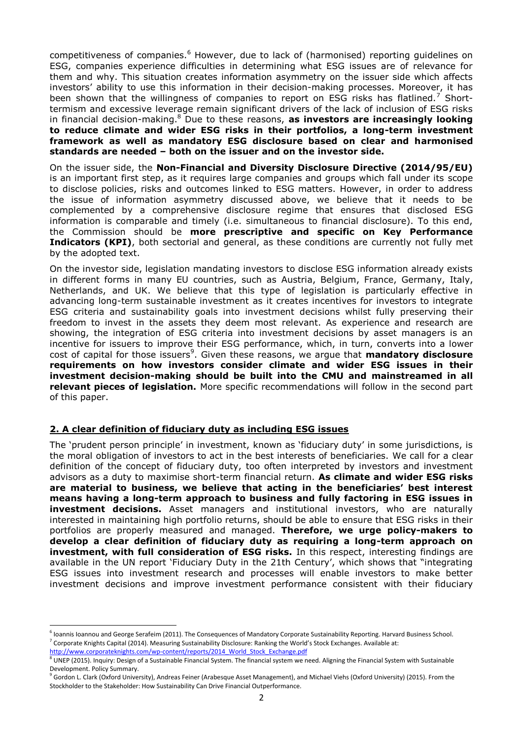competitiveness of companies.[6] However, due to lack of (harmonised) reporting guidelines on ESG, companies experience difficulties in determining what ESG issues are of relevance for them and why. This situation creates information asymmetry on the issuer side which affects investors' ability to use this information in their decision-making processes. Moreover, it has been shown that the willingness of companies to report on ESG risks has flatlined.[7] Short-termism and excessive leverage remain significant drivers of the lack of inclusion of ESG risks in financial decision-making.[8] Due to these reasons, **as investors are increasingly looking to reduce climate and wider ESG risks in their portfolios, a long-term investment framework as well as mandatory ESG disclosure based on clear and harmonised standards are needed – both on the issuer and on the investor side.**

On the issuer side, the **Non-Financial and Diversity Disclosure Directive (2014/95/EU)** is an important first step, as it requires large companies and groups which fall under its scope to disclose policies, risks and outcomes linked to ESG matters. However, in order to address the issue of information asymmetry discussed above, we believe that it needs to be complemented by a comprehensive disclosure regime that ensures that disclosed ESG information is comparable and timely (i.e. simultaneous to financial disclosure). To this end, the Commission should be **more prescriptive and specific on Key Performance Indicators (KPI)**, both sectorial and general, as these conditions are currently not fully met by the adopted text.

On the investor side, legislation mandating investors to disclose ESG information already exists in different forms in many EU countries, such as Austria, Belgium, France, Germany, Italy, Netherlands, and UK. We believe that this type of legislation is particularly effective in advancing long-term sustainable investment as it creates incentives for investors to integrate ESG criteria and sustainability goals into investment decisions whilst fully preserving their freedom to invest in the assets they deem most relevant. As experience and research are showing, the integration of ESG criteria into investment decisions by asset managers is an incentive for issuers to improve their ESG performance, which, in turn, converts into a lower cost of capital for those issuers[9]. Given these reasons, we argue that **mandatory disclosure requirements on how investors consider climate and wider ESG issues in their investment decision-making should be built into the CMU and mainstreamed in all relevant pieces of legislation.** More specific recommendations will follow in the second part of this paper.

## 2. A clear definition of fiduciary duty as including ESG issues

The 'prudent person principle' in investment, known as 'fiduciary duty' in some jurisdictions, is the moral obligation of investors to act in the best interests of beneficiaries. We call for a clear definition of the concept of fiduciary duty, too often interpreted by investors and investment advisors as a duty to maximise short-term financial return. **As climate and wider ESG risks are material to business, we believe that acting in the beneficiaries' best interest means having a long-term approach to business and fully factoring in ESG issues in investment decisions.** Asset managers and institutional investors, who are naturally interested in maintaining high portfolio returns, should be able to ensure that ESG risks in their portfolios are properly measured and managed. **Therefore, we urge policy-makers to develop a clear definition of fiduciary duty as requiring a long-term approach on investment, with full consideration of ESG risks.** In this respect, interesting findings are available in the UN report 'Fiduciary Duty in the 21th Century', which shows that "integrating ESG issues into investment research and processes will enable investors to make better investment decisions and improve investment performance consistent with their fiduciary

---

[6] Ioannis Ioannou and George Serafeim (2011). The Consequences of Mandatory Corporate Sustainability Reporting. Harvard Business School.

[7] Corporate Knights Capital (2014). Measuring Sustainability Disclosure: Ranking the World's Stock Exchanges. Available at: http://www.corporateknights.com/wp-content/reports/2014_World_Stock_Exchange.pdf

[8] UNEP (2015). Inquiry: Design of a Sustainable Financial System. The financial system we need. Aligning the Financial System with Sustainable Development. Policy Summary.

[9] Gordon L. Clark (Oxford University), Andreas Feiner (Arabesque Asset Management), and Michael Viehs (Oxford University) (2015). From the Stockholder to the Stakeholder: How Sustainability Can Drive Financial Outperformance.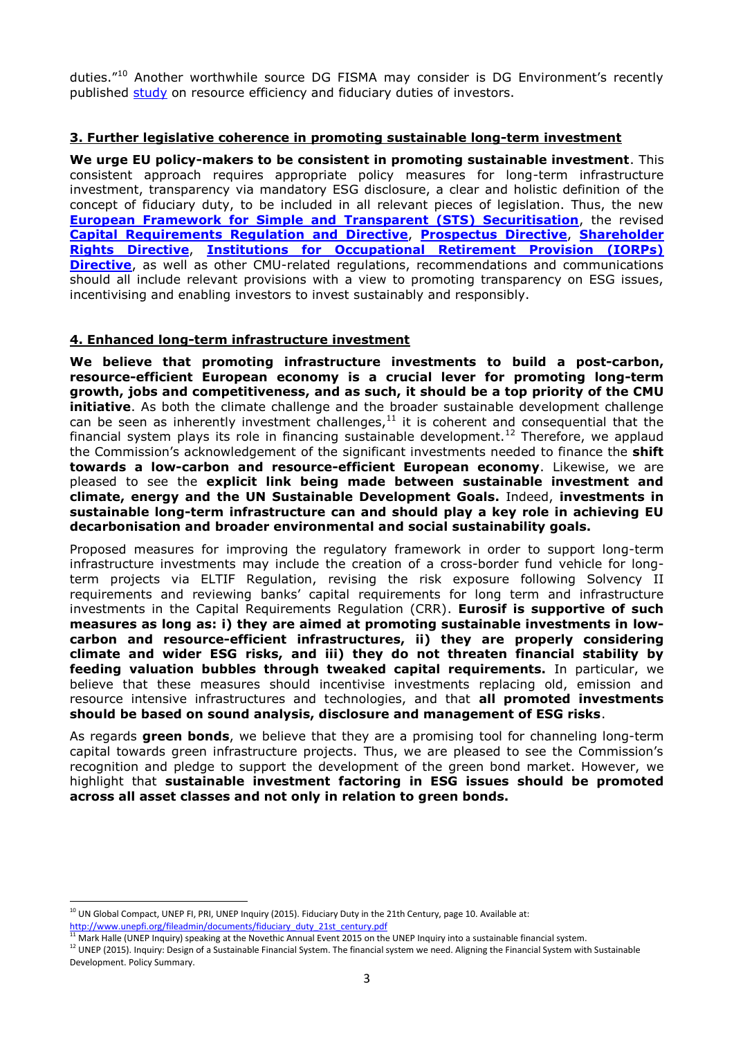duties."[10] Another worthwhile source DG FISMA may consider is DG Environment's recently published study on resource efficiency and fiduciary duties of investors.

## 3. Further legislative coherence in promoting sustainable long-term investment

**We urge EU policy-makers to be consistent in promoting sustainable investment**. This consistent approach requires appropriate policy measures for long-term infrastructure investment, transparency via mandatory ESG disclosure, a clear and holistic definition of the concept of fiduciary duty, to be included in all relevant pieces of legislation. Thus, the new **European Framework for Simple and Transparent (STS) Securitisation**, the revised **Capital Requirements Regulation and Directive**, **Prospectus Directive**, **Shareholder Rights Directive**, **Institutions for Occupational Retirement Provision (IORPs) Directive**, as well as other CMU-related regulations, recommendations and communications should all include relevant provisions with a view to promoting transparency on ESG issues, incentivising and enabling investors to invest sustainably and responsibly.

## 4. Enhanced long-term infrastructure investment

**We believe that promoting infrastructure investments to build a post-carbon, resource-efficient European economy is a crucial lever for promoting long-term growth, jobs and competitiveness, and as such, it should be a top priority of the CMU initiative**. As both the climate challenge and the broader sustainable development challenge can be seen as inherently investment challenges,[11] it is coherent and consequential that the financial system plays its role in financing sustainable development.[12] Therefore, we applaud the Commission's acknowledgement of the significant investments needed to finance the **shift towards a low-carbon and resource-efficient European economy**. Likewise, we are pleased to see the **explicit link being made between sustainable investment and climate, energy and the UN Sustainable Development Goals.** Indeed, **investments in sustainable long-term infrastructure can and should play a key role in achieving EU decarbonisation and broader environmental and social sustainability goals.**

Proposed measures for improving the regulatory framework in order to support long-term infrastructure investments may include the creation of a cross-border fund vehicle for long-term projects via ELTIF Regulation, revising the risk exposure following Solvency II requirements and reviewing banks' capital requirements for long term and infrastructure investments in the Capital Requirements Regulation (CRR). **Eurosif is supportive of such measures as long as: i) they are aimed at promoting sustainable investments in low-carbon and resource-efficient infrastructures, ii) they are properly considering climate and wider ESG risks, and iii) they do not threaten financial stability by feeding valuation bubbles through tweaked capital requirements.** In particular, we believe that these measures should incentivise investments replacing old, emission and resource intensive infrastructures and technologies, and that **all promoted investments should be based on sound analysis, disclosure and management of ESG risks**.

As regards **green bonds**, we believe that they are a promising tool for channeling long-term capital towards green infrastructure projects. Thus, we are pleased to see the Commission's recognition and pledge to support the development of the green bond market. However, we highlight that **sustainable investment factoring in ESG issues should be promoted across all asset classes and not only in relation to green bonds.**

---

[10] UN Global Compact, UNEP FI, PRI, UNEP Inquiry (2015). Fiduciary Duty in the 21th Century, page 10. Available at: http://www.unepfi.org/fileadmin/documents/fiduciary_duty_21st_century.pdf

[11] Mark Halle (UNEP Inquiry) speaking at the Novethic Annual Event 2015 on the UNEP Inquiry into a sustainable financial system.

[12] UNEP (2015). Inquiry: Design of a Sustainable Financial System. The financial system we need. Aligning the Financial System with Sustainable Development. Policy Summary.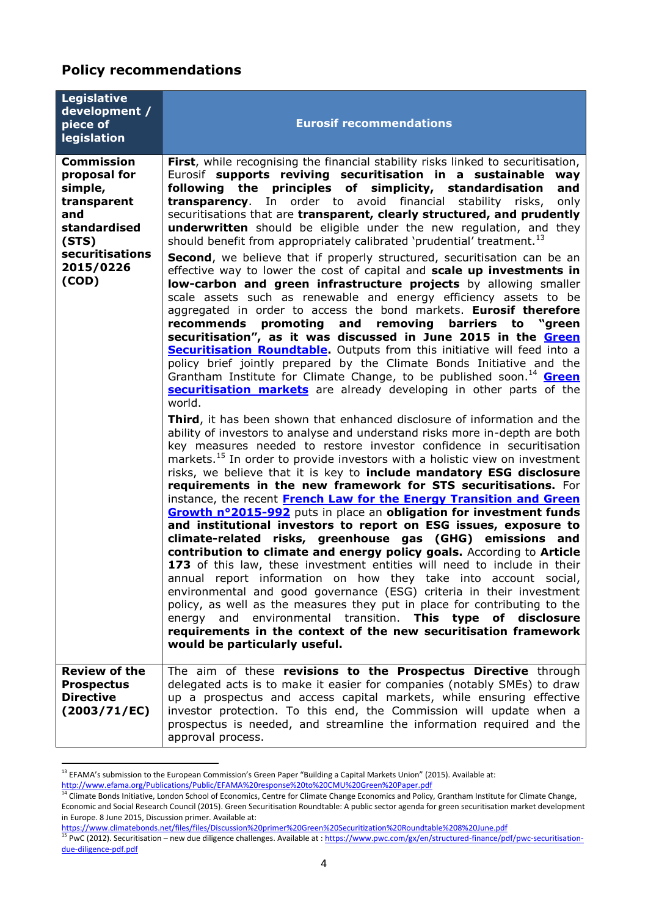## Policy recommendations

| Legislative development / piece of legislation | Eurosif recommendations |
|---|---|
| **Commission proposal for simple, transparent and standardised (STS) securitisations 2015/0226 (COD)** | **First**, while recognising the financial stability risks linked to securitisation, Eurosif **supports reviving securitisation in a sustainable way following the principles of simplicity, standardisation and transparency**. In order to avoid financial stability risks, only securitisations that are **transparent, clearly structured, and prudently underwritten** should be eligible under the new regulation, and they should benefit from appropriately calibrated 'prudential' treatment.[13]<br><br>**Second**, we believe that if properly structured, securitisation can be an effective way to lower the cost of capital and **scale up investments in low-carbon and green infrastructure projects** by allowing smaller scale assets such as renewable and energy efficiency assets to be aggregated in order to access the bond markets. **Eurosif therefore recommends promoting and removing barriers to "green securitisation", as it was discussed in June 2015 in the [Green Securitisation Roundtable](#).** Outputs from this initiative will feed into a policy brief jointly prepared by the Climate Bonds Initiative and the Grantham Institute for Climate Change, to be published soon.[14] [**Green securitisation markets**](#) are already developing in other parts of the world.<br><br>**Third**, it has been shown that enhanced disclosure of information and the ability of investors to analyse and understand risks more in-depth are both key measures needed to restore investor confidence in securitisation markets.[15] In order to provide investors with a holistic view on investment risks, we believe that it is key to **include mandatory ESG disclosure requirements in the new framework for STS securitisations.** For instance, the recent [**French Law for the Energy Transition and Green Growth n°2015-992**](#) puts in place an **obligation for investment funds and institutional investors to report on ESG issues, exposure to climate-related risks, greenhouse gas (GHG) emissions and contribution to climate and energy policy goals.** According to **Article 173** of this law, these investment entities will need to include in their annual report information on how they take into account social, environmental and good governance (ESG) criteria in their investment policy, as well as the measures they put in place for contributing to the energy and environmental transition. **This type of disclosure requirements in the context of the new securitisation framework would be particularly useful.** |
| **Review of the Prospectus Directive (2003/71/EC)** | The aim of these **revisions to the Prospectus Directive** through delegated acts is to make it easier for companies (notably SMEs) to draw up a prospectus and access capital markets, while ensuring effective investor protection. To this end, the Commission will update when a prospectus is needed, and streamline the information required and the approval process. |

---

[13] EFAMA's submission to the European Commission's Green Paper "Building a Capital Markets Union" (2015). Available at: http://www.efama.org/Publications/Public/EFAMA%20response%20to%20CMU%20Green%20Paper.pdf

[14] Climate Bonds Initiative, London School of Economics, Centre for Climate Change Economics and Policy, Grantham Institute for Climate Change, Economic and Social Research Council (2015). Green Securitisation Roundtable: A public sector agenda for green securitisation market development in Europe. 8 June 2015, Discussion primer. Available at: https://www.climatebonds.net/files/files/Discussion%20primer%20Green%20Securitization%20Roundtable%208%20June.pdf

[15] PwC (2012). Securitisation – new due diligence challenges. Available at : https://www.pwc.com/gx/en/structured-finance/pdf/pwc-securitisation-due-diligence-pdf.pdf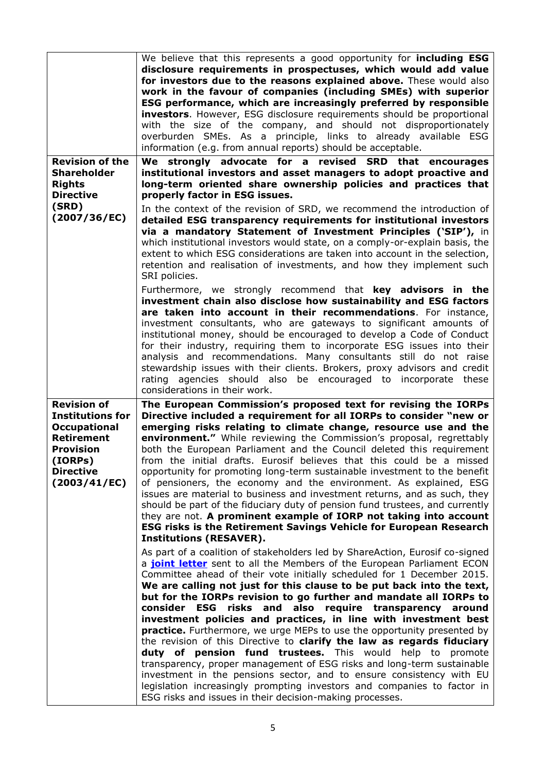| | |
|---|---|
| | We believe that this represents a good opportunity for **including ESG disclosure requirements in prospectuses, which would add value for investors due to the reasons explained above.** These would also **work in the favour of companies (including SMEs) with superior ESG performance, which are increasingly preferred by responsible investors**. However, ESG disclosure requirements should be proportional with the size of the company, and should not disproportionately overburden SMEs. As a principle, links to already available ESG information (e.g. from annual reports) should be acceptable. |
| **Revision of the Shareholder Rights Directive (SRD) (2007/36/EC)** | **We strongly advocate for a revised SRD that encourages institutional investors and asset managers to adopt proactive and long-term oriented share ownership policies and practices that properly factor in ESG issues.**<br><br>In the context of the revision of SRD, we recommend the introduction of **detailed ESG transparency requirements for institutional investors via a mandatory Statement of Investment Principles ('SIP'),** in which institutional investors would state, on a comply-or-explain basis, the extent to which ESG considerations are taken into account in the selection, retention and realisation of investments, and how they implement such SRI policies.<br><br>Furthermore, we strongly recommend that **key advisors in the investment chain also disclose how sustainability and ESG factors are taken into account in their recommendations**. For instance, investment consultants, who are gateways to significant amounts of institutional money, should be encouraged to develop a Code of Conduct for their industry, requiring them to incorporate ESG issues into their analysis and recommendations. Many consultants still do not raise stewardship issues with their clients. Brokers, proxy advisors and credit rating agencies should also be encouraged to incorporate these considerations in their work. |
| **Revision of Institutions for Occupational Retirement Provision (IORPs) Directive (2003/41/EC)** | **The European Commission's proposed text for revising the IORPs Directive included a requirement for all IORPs to consider "new or emerging risks relating to climate change, resource use and the environment."** While reviewing the Commission's proposal, regrettably both the European Parliament and the Council deleted this requirement from the initial drafts. Eurosif believes that this could be a missed opportunity for promoting long-term sustainable investment to the benefit of pensioners, the economy and the environment. As explained, ESG issues are material to business and investment returns, and as such, they should be part of the fiduciary duty of pension fund trustees, and currently they are not. **A prominent example of IORP not taking into account ESG risks is the Retirement Savings Vehicle for European Research Institutions (RESAVER).**<br><br>As part of a coalition of stakeholders led by ShareAction, Eurosif co-signed a **joint letter** sent to all the Members of the European Parliament ECON Committee ahead of their vote initially scheduled for 1 December 2015. **We are calling not just for this clause to be put back into the text, but for the IORPs revision to go further and mandate all IORPs to consider ESG risks and also require transparency around investment policies and practices, in line with investment best practice.** Furthermore, we urge MEPs to use the opportunity presented by the revision of this Directive to **clarify the law as regards fiduciary duty of pension fund trustees.** This would help to promote transparency, proper management of ESG risks and long-term sustainable investment in the pensions sector, and to ensure consistency with EU legislation increasingly prompting investors and companies to factor in ESG risks and issues in their decision-making processes. |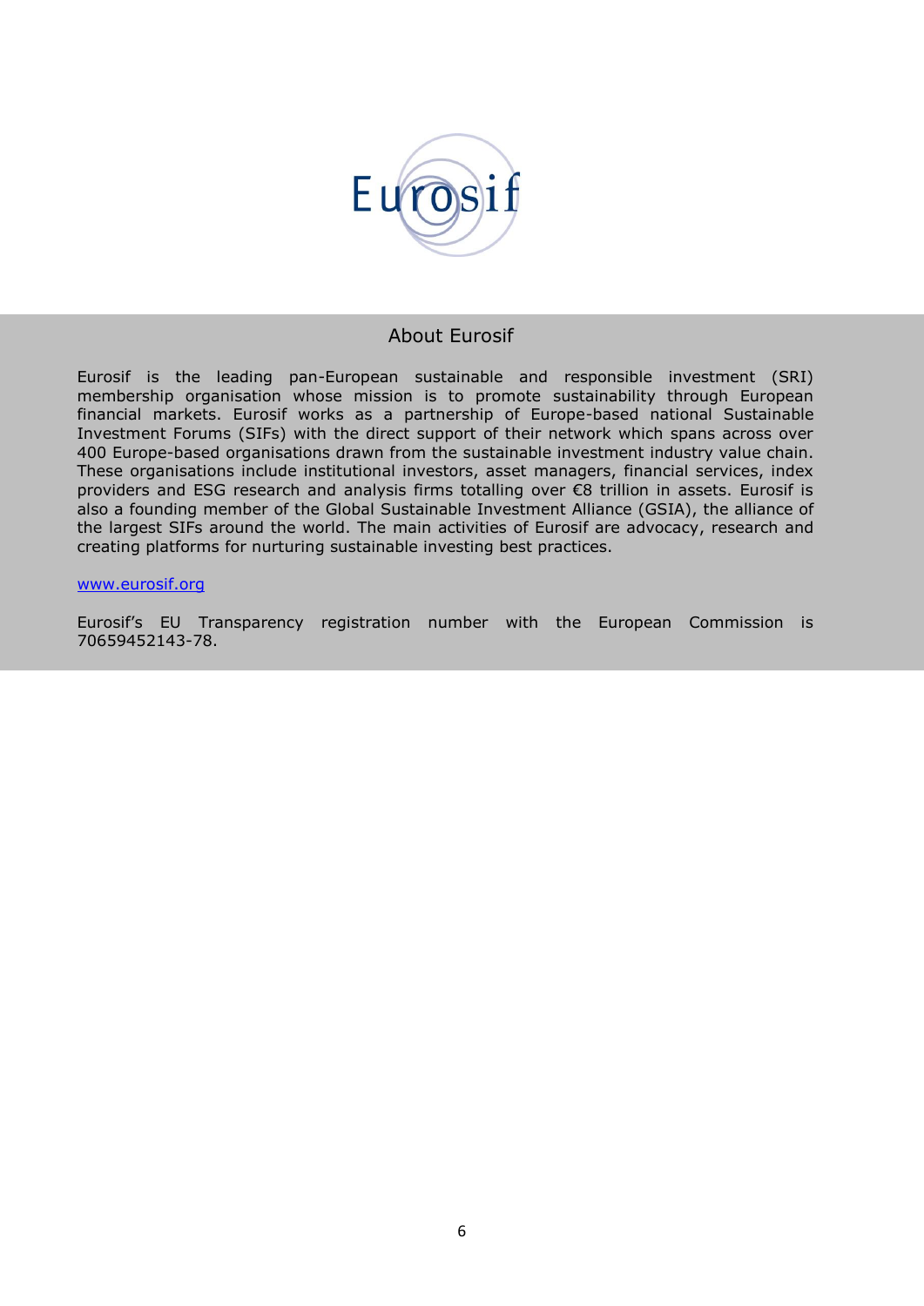## About Eurosif

Eurosif is the leading pan-European sustainable and responsible investment (SRI) membership organisation whose mission is to promote sustainability through European financial markets. Eurosif works as a partnership of Europe-based national Sustainable Investment Forums (SIFs) with the direct support of their network which spans across over 400 Europe-based organisations drawn from the sustainable investment industry value chain. These organisations include institutional investors, asset managers, financial services, index providers and ESG research and analysis firms totalling over €8 trillion in assets. Eurosif is also a founding member of the Global Sustainable Investment Alliance (GSIA), the alliance of the largest SIFs around the world. The main activities of Eurosif are advocacy, research and creating platforms for nurturing sustainable investing best practices.

[www.eurosif.org](http://www.eurosif.org)

Eurosif's EU Transparency registration number with the European Commission is 70659452143-78.